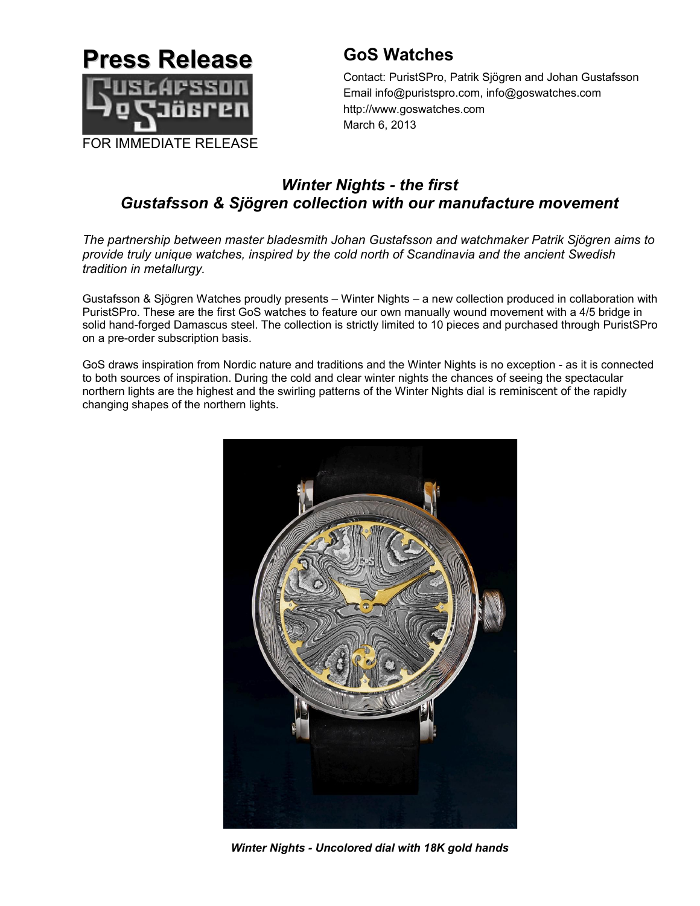# Press Release

FOR IMMEDIATE RELEASE

## GoS Watches

Contact: PuristSPro, Patrik Sjögren and Johan Gustafsson
Email info@puristspro.com, info@goswatches.com
http://www.goswatches.com
March 6, 2013

## *Winter Nights - the first Gustafsson & Sjögren collection with our manufacture movement*

*The partnership between master bladesmith Johan Gustafsson and watchmaker Patrik Sjögren aims to provide truly unique watches, inspired by the cold north of Scandinavia and the ancient Swedish tradition in metallurgy.*

Gustafsson & Sjögren Watches proudly presents – Winter Nights – a new collection produced in collaboration with PuristSPro. These are the first GoS watches to feature our own manually wound movement with a 4/5 bridge in solid hand-forged Damascus steel. The collection is strictly limited to 10 pieces and purchased through PuristSPro on a pre-order subscription basis.

GoS draws inspiration from Nordic nature and traditions and the Winter Nights is no exception - as it is connected to both sources of inspiration. During the cold and clear winter nights the chances of seeing the spectacular northern lights are the highest and the swirling patterns of the Winter Nights dial is reminiscent of the rapidly changing shapes of the northern lights.

***Winter Nights - Uncolored dial with 18K gold hands***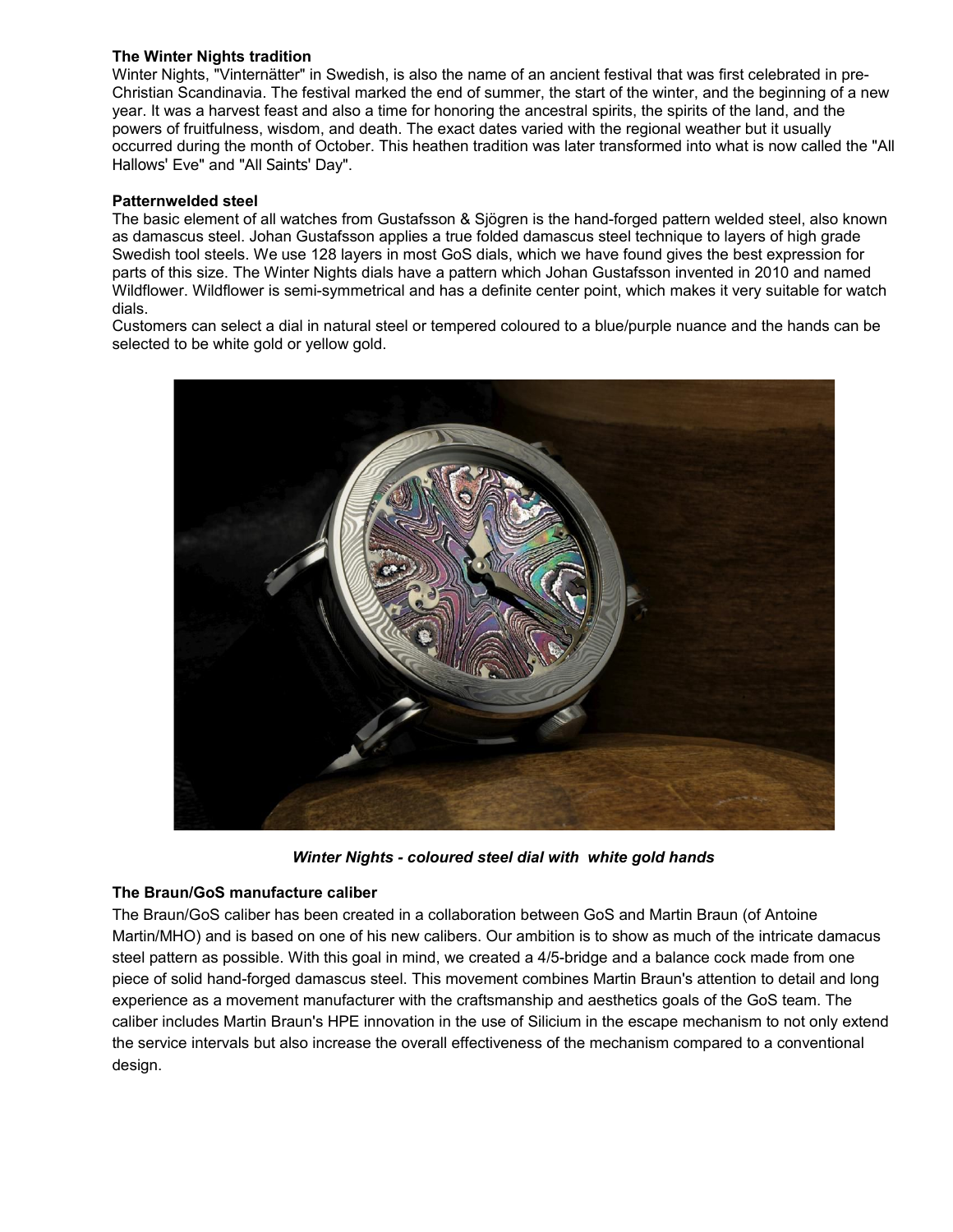### The Winter Nights tradition

Winter Nights, "Vinternätter" in Swedish, is also the name of an ancient festival that was first celebrated in pre-Christian Scandinavia. The festival marked the end of summer, the start of the winter, and the beginning of a new year. It was a harvest feast and also a time for honoring the ancestral spirits, the spirits of the land, and the powers of fruitfulness, wisdom, and death. The exact dates varied with the regional weather but it usually occurred during the month of October. This heathen tradition was later transformed into what is now called the "All Hallows' Eve" and "All Saints' Day".

### Patternwelded steel

The basic element of all watches from Gustafsson & Sjögren is the hand-forged pattern welded steel, also known as damascus steel. Johan Gustafsson applies a true folded damascus steel technique to layers of high grade Swedish tool steels. We use 128 layers in most GoS dials, which we have found gives the best expression for parts of this size. The Winter Nights dials have a pattern which Johan Gustafsson invented in 2010 and named Wildflower. Wildflower is semi-symmetrical and has a definite center point, which makes it very suitable for watch dials.

Customers can select a dial in natural steel or tempered coloured to a blue/purple nuance and the hands can be selected to be white gold or yellow gold.

***Winter Nights - coloured steel dial with white gold hands***

### The Braun/GoS manufacture caliber

The Braun/GoS caliber has been created in a collaboration between GoS and Martin Braun (of Antoine Martin/MHO) and is based on one of his new calibers. Our ambition is to show as much of the intricate damacus steel pattern as possible. With this goal in mind, we created a 4/5-bridge and a balance cock made from one piece of solid hand-forged damascus steel. This movement combines Martin Braun's attention to detail and long experience as a movement manufacturer with the craftsmanship and aesthetics goals of the GoS team. The caliber includes Martin Braun's HPE innovation in the use of Silicium in the escape mechanism to not only extend the service intervals but also increase the overall effectiveness of the mechanism compared to a conventional design.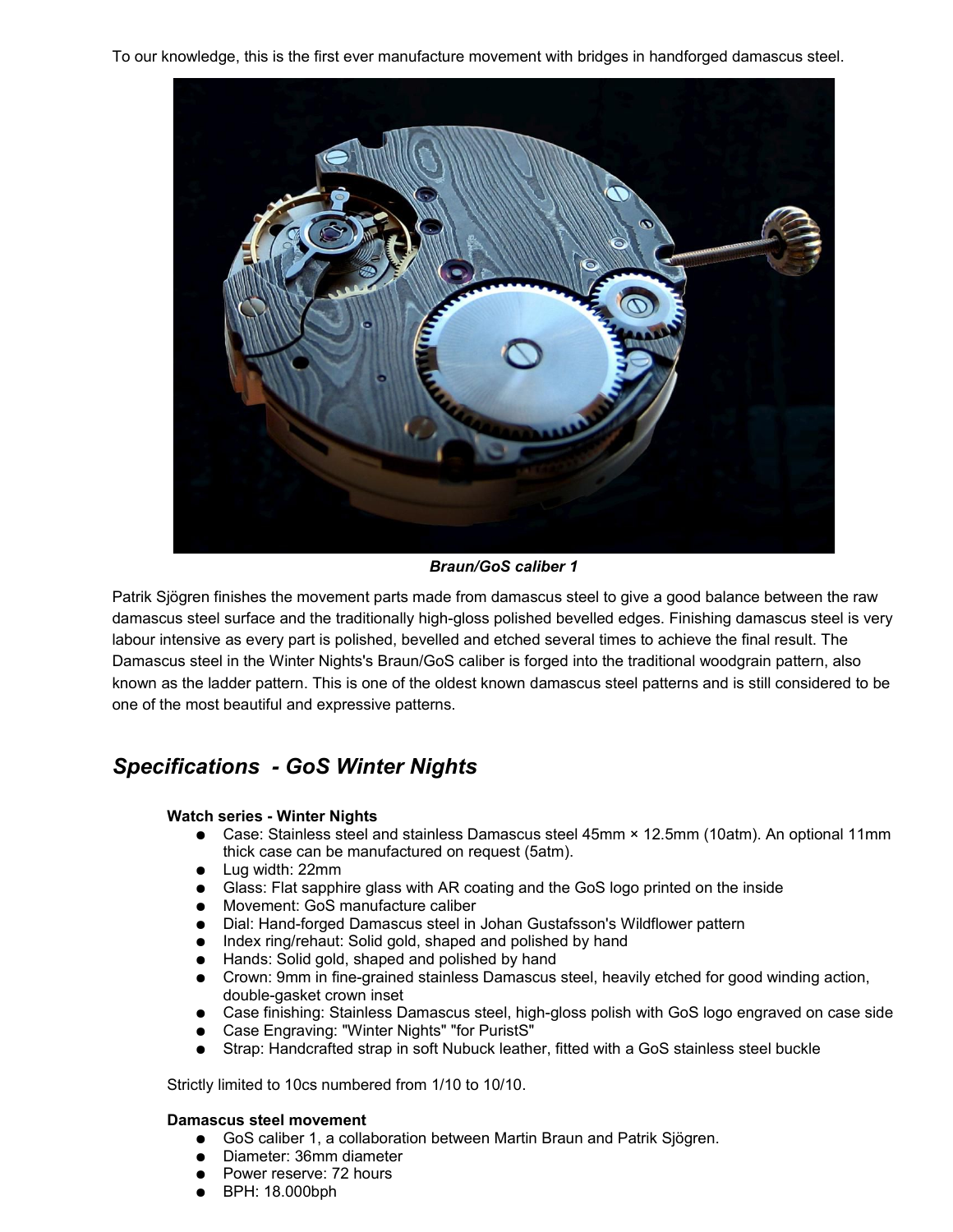To our knowledge, this is the first ever manufacture movement with bridges in handforged damascus steel.

***Braun/GoS caliber 1***

Patrik Sjögren finishes the movement parts made from damascus steel to give a good balance between the raw damascus steel surface and the traditionally high-gloss polished bevelled edges. Finishing damascus steel is very labour intensive as every part is polished, bevelled and etched several times to achieve the final result. The Damascus steel in the Winter Nights's Braun/GoS caliber is forged into the traditional woodgrain pattern, also known as the ladder pattern. This is one of the oldest known damascus steel patterns and is still considered to be one of the most beautiful and expressive patterns.

## *Specifications - GoS Winter Nights*

**Watch series - Winter Nights**

- Case: Stainless steel and stainless Damascus steel 45mm × 12.5mm (10atm). An optional 11mm thick case can be manufactured on request (5atm).
- Lug width: 22mm
- Glass: Flat sapphire glass with AR coating and the GoS logo printed on the inside
- Movement: GoS manufacture caliber
- Dial: Hand-forged Damascus steel in Johan Gustafsson's Wildflower pattern
- Index ring/rehaut: Solid gold, shaped and polished by hand
- Hands: Solid gold, shaped and polished by hand
- Crown: 9mm in fine-grained stainless Damascus steel, heavily etched for good winding action, double-gasket crown inset
- Case finishing: Stainless Damascus steel, high-gloss polish with GoS logo engraved on case side
- Case Engraving: "Winter Nights" "for PuristS"
- Strap: Handcrafted strap in soft Nubuck leather, fitted with a GoS stainless steel buckle

Strictly limited to 10cs numbered from 1/10 to 10/10.

**Damascus steel movement**

- GoS caliber 1, a collaboration between Martin Braun and Patrik Sjögren.
- Diameter: 36mm diameter
- Power reserve: 72 hours
- BPH: 18.000bph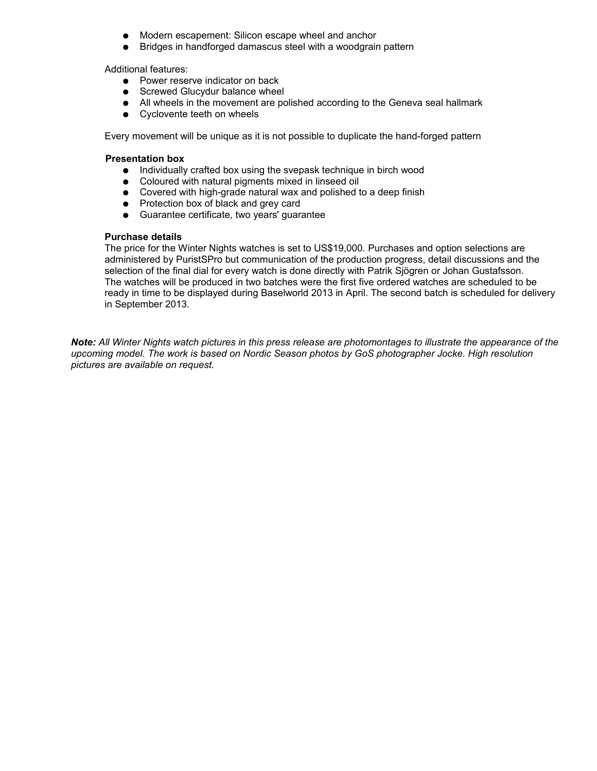- Modern escapement: Silicon escape wheel and anchor
- Bridges in handforged damascus steel with a woodgrain pattern

Additional features:

- Power reserve indicator on back
- Screwed Glucydur balance wheel
- All wheels in the movement are polished according to the Geneva seal hallmark
- Cyclovente teeth on wheels

Every movement will be unique as it is not possible to duplicate the hand-forged pattern

**Presentation box**

- Individually crafted box using the svepask technique in birch wood
- Coloured with natural pigments mixed in linseed oil
- Covered with high-grade natural wax and polished to a deep finish
- Protection box of black and grey card
- Guarantee certificate, two years' guarantee

**Purchase details**

The price for the Winter Nights watches is set to US$19,000. Purchases and option selections are administered by PuristSPro but communication of the production progress, detail discussions and the selection of the final dial for every watch is done directly with Patrik Sjögren or Johan Gustafsson.
The watches will be produced in two batches were the first five ordered watches are scheduled to be ready in time to be displayed during Baselworld 2013 in April. The second batch is scheduled for delivery in September 2013.

***Note:*** *All Winter Nights watch pictures in this press release are photomontages to illustrate the appearance of the upcoming model. The work is based on Nordic Season photos by GoS photographer Jocke. High resolution pictures are available on request.*